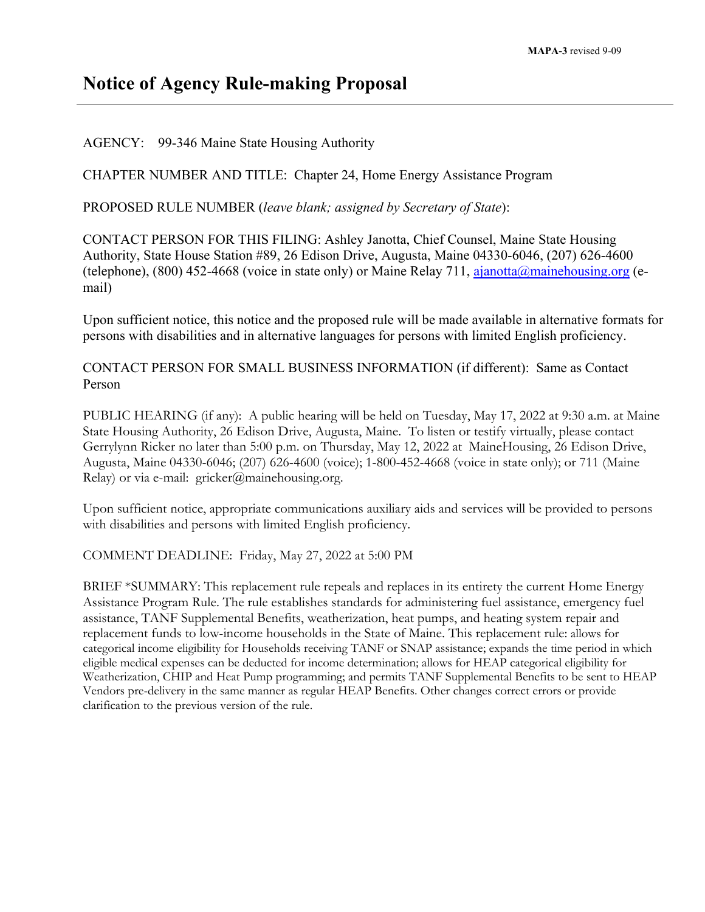MAPA-3 revised 9-09

# Notice of Agency Rule-making Proposal

AGENCY: 99-346 Maine State Housing Authority

CHAPTER NUMBER AND TITLE: Chapter 24, Home Energy Assistance Program

PROPOSED RULE NUMBER (*leave blank; assigned by Secretary of State*):

CONTACT PERSON FOR THIS FILING: Ashley Janotta, Chief Counsel, Maine State Housing Authority, State House Station #89, 26 Edison Drive, Augusta, Maine 04330-6046, (207) 626-4600 (telephone), (800) 452-4668 (voice in state only) or Maine Relay 711, ajanotta@mainehousing.org (e-mail)

Upon sufficient notice, this notice and the proposed rule will be made available in alternative formats for persons with disabilities and in alternative languages for persons with limited English proficiency.

CONTACT PERSON FOR SMALL BUSINESS INFORMATION (if different): Same as Contact Person

PUBLIC HEARING (if any): A public hearing will be held on Tuesday, May 17, 2022 at 9:30 a.m. at Maine State Housing Authority, 26 Edison Drive, Augusta, Maine. To listen or testify virtually, please contact Gerrylynn Ricker no later than 5:00 p.m. on Thursday, May 12, 2022 at MaineHousing, 26 Edison Drive, Augusta, Maine 04330-6046; (207) 626-4600 (voice); 1-800-452-4668 (voice in state only); or 711 (Maine Relay) or via e-mail: gricker@mainehousing.org.

Upon sufficient notice, appropriate communications auxiliary aids and services will be provided to persons with disabilities and persons with limited English proficiency.

COMMENT DEADLINE: Friday, May 27, 2022 at 5:00 PM

BRIEF *SUMMARY: This replacement rule repeals and replaces in its entirety the current Home Energy Assistance Program Rule. The rule establishes standards for administering fuel assistance, emergency fuel assistance, TANF Supplemental Benefits, weatherization, heat pumps, and heating system repair and replacement funds to low-income households in the State of Maine. This replacement rule: allows for categorical income eligibility for Households receiving TANF or SNAP assistance; expands the time period in which eligible medical expenses can be deducted for income determination; allows for HEAP categorical eligibility for Weatherization, CHIP and Heat Pump programming; and permits TANF Supplemental Benefits to be sent to HEAP Vendors pre-delivery in the same manner as regular HEAP Benefits. Other changes correct errors or provide clarification to the previous version of the rule.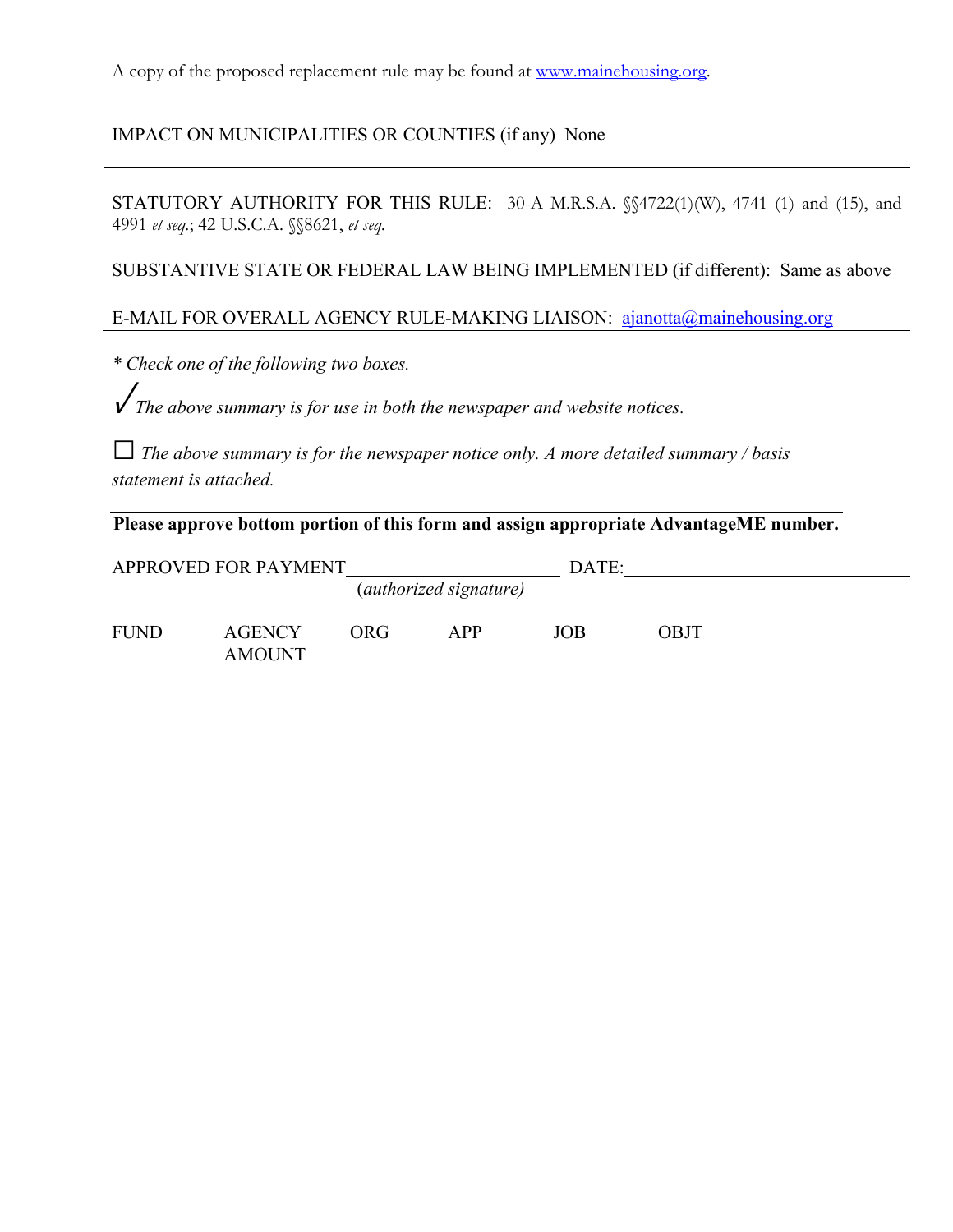A copy of the proposed replacement rule may be found at [www.mainehousing.org](http://www.mainehousing.org).

IMPACT ON MUNICIPALITIES OR COUNTIES (if any) None

---

STATUTORY AUTHORITY FOR THIS RULE: 30-A M.R.S.A. §§4722(1)(W), 4741 (1) and (15), and 4991 *et seq*.; 42 U.S.C.A. §§8621, *et seq*.

SUBSTANTIVE STATE OR FEDERAL LAW BEING IMPLEMENTED (if different): Same as above

E-MAIL FOR OVERALL AGENCY RULE-MAKING LIAISON: [ajanotta@mainehousing.org](mailto:ajanotta@mainehousing.org)

---

*\* Check one of the following two boxes.*

✓ *The above summary is for use in both the newspaper and website notices.*

☐ *The above summary is for the newspaper notice only. A more detailed summary / basis statement is attached.*

---

**Please approve bottom portion of this form and assign appropriate AdvantageME number.**

APPROVED FOR PAYMENT______________________ DATE:______________________________
(*authorized signature)*

| FUND | AGENCY AMOUNT | ORG | APP | JOB | OBJT |
|---|---|---|---|---|---|